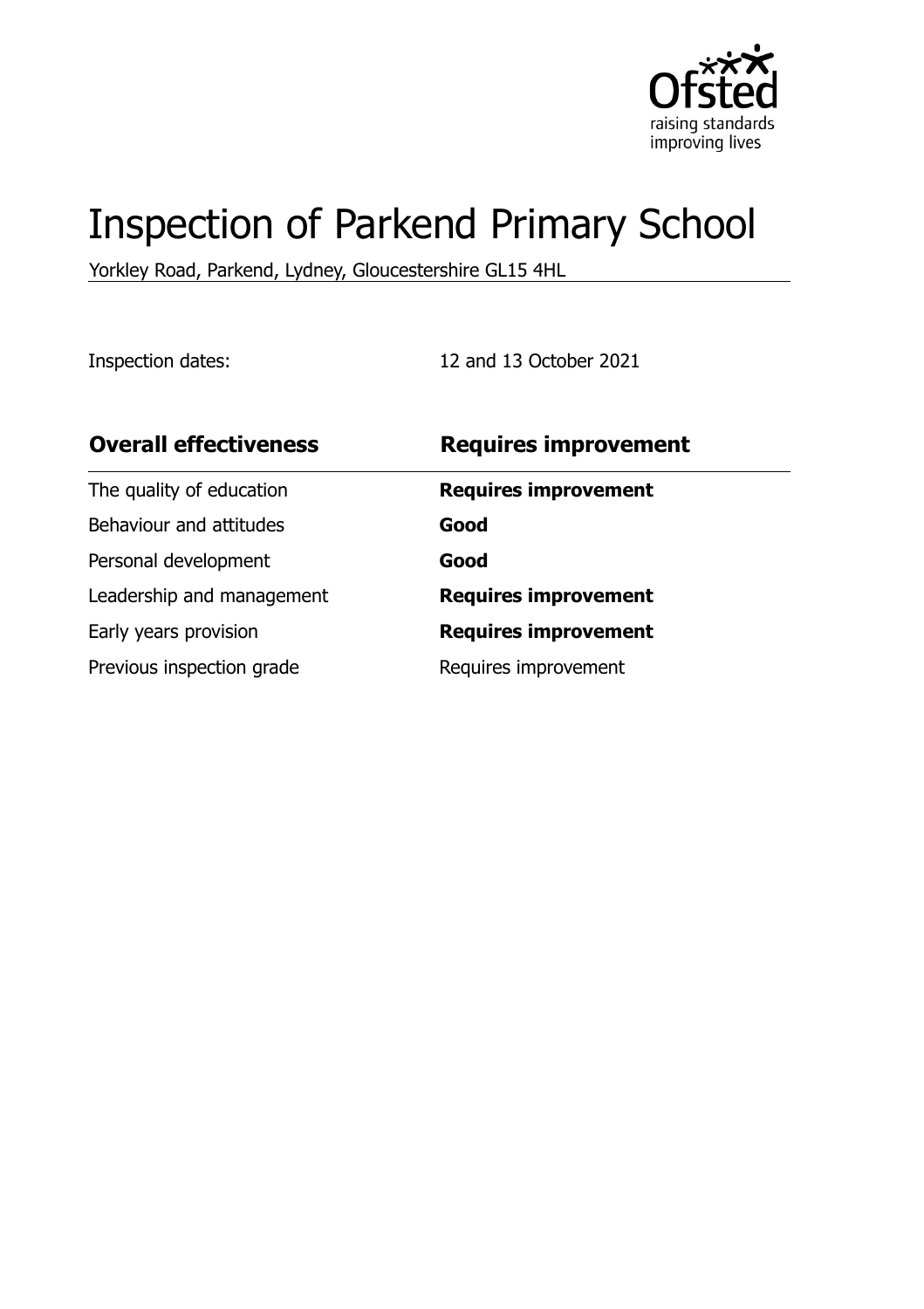# Inspection of Parkend Primary School

Yorkley Road, Parkend, Lydney, Gloucestershire GL15 4HL

Inspection dates: 12 and 13 October 2021

| **Overall effectiveness** | **Requires improvement** |
| --- | --- |
| The quality of education | **Requires improvement** |
| Behaviour and attitudes | **Good** |
| Personal development | **Good** |
| Leadership and management | **Requires improvement** |
| Early years provision | **Requires improvement** |
| Previous inspection grade | Requires improvement |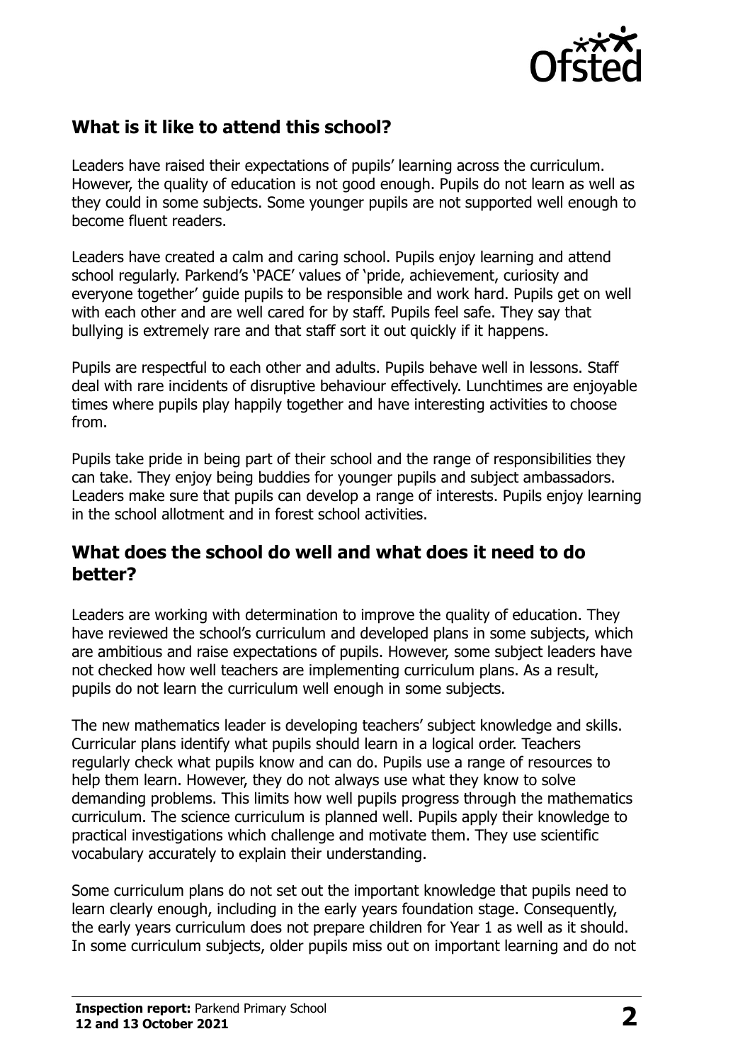## What is it like to attend this school?

Leaders have raised their expectations of pupils' learning across the curriculum. However, the quality of education is not good enough. Pupils do not learn as well as they could in some subjects. Some younger pupils are not supported well enough to become fluent readers.

Leaders have created a calm and caring school. Pupils enjoy learning and attend school regularly. Parkend's 'PACE' values of 'pride, achievement, curiosity and everyone together' guide pupils to be responsible and work hard. Pupils get on well with each other and are well cared for by staff. Pupils feel safe. They say that bullying is extremely rare and that staff sort it out quickly if it happens.

Pupils are respectful to each other and adults. Pupils behave well in lessons. Staff deal with rare incidents of disruptive behaviour effectively. Lunchtimes are enjoyable times where pupils play happily together and have interesting activities to choose from.

Pupils take pride in being part of their school and the range of responsibilities they can take. They enjoy being buddies for younger pupils and subject ambassadors. Leaders make sure that pupils can develop a range of interests. Pupils enjoy learning in the school allotment and in forest school activities.

## What does the school do well and what does it need to do better?

Leaders are working with determination to improve the quality of education. They have reviewed the school's curriculum and developed plans in some subjects, which are ambitious and raise expectations of pupils. However, some subject leaders have not checked how well teachers are implementing curriculum plans. As a result, pupils do not learn the curriculum well enough in some subjects.

The new mathematics leader is developing teachers' subject knowledge and skills. Curricular plans identify what pupils should learn in a logical order. Teachers regularly check what pupils know and can do. Pupils use a range of resources to help them learn. However, they do not always use what they know to solve demanding problems. This limits how well pupils progress through the mathematics curriculum. The science curriculum is planned well. Pupils apply their knowledge to practical investigations which challenge and motivate them. They use scientific vocabulary accurately to explain their understanding.

Some curriculum plans do not set out the important knowledge that pupils need to learn clearly enough, including in the early years foundation stage. Consequently, the early years curriculum does not prepare children for Year 1 as well as it should. In some curriculum subjects, older pupils miss out on important learning and do not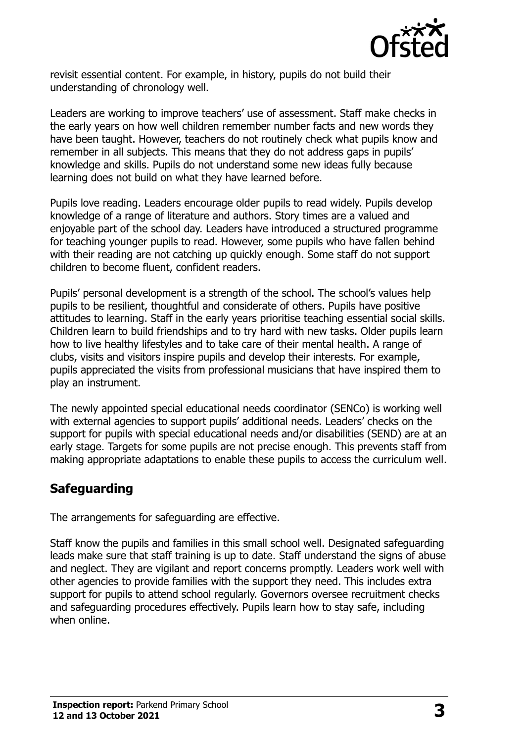revisit essential content. For example, in history, pupils do not build their understanding of chronology well.

Leaders are working to improve teachers' use of assessment. Staff make checks in the early years on how well children remember number facts and new words they have been taught. However, teachers do not routinely check what pupils know and remember in all subjects. This means that they do not address gaps in pupils' knowledge and skills. Pupils do not understand some new ideas fully because learning does not build on what they have learned before.

Pupils love reading. Leaders encourage older pupils to read widely. Pupils develop knowledge of a range of literature and authors. Story times are a valued and enjoyable part of the school day. Leaders have introduced a structured programme for teaching younger pupils to read. However, some pupils who have fallen behind with their reading are not catching up quickly enough. Some staff do not support children to become fluent, confident readers.

Pupils' personal development is a strength of the school. The school's values help pupils to be resilient, thoughtful and considerate of others. Pupils have positive attitudes to learning. Staff in the early years prioritise teaching essential social skills. Children learn to build friendships and to try hard with new tasks. Older pupils learn how to live healthy lifestyles and to take care of their mental health. A range of clubs, visits and visitors inspire pupils and develop their interests. For example, pupils appreciated the visits from professional musicians that have inspired them to play an instrument.

The newly appointed special educational needs coordinator (SENCo) is working well with external agencies to support pupils' additional needs. Leaders' checks on the support for pupils with special educational needs and/or disabilities (SEND) are at an early stage. Targets for some pupils are not precise enough. This prevents staff from making appropriate adaptations to enable these pupils to access the curriculum well.

## Safeguarding

The arrangements for safeguarding are effective.

Staff know the pupils and families in this small school well. Designated safeguarding leads make sure that staff training is up to date. Staff understand the signs of abuse and neglect. They are vigilant and report concerns promptly. Leaders work well with other agencies to provide families with the support they need. This includes extra support for pupils to attend school regularly. Governors oversee recruitment checks and safeguarding procedures effectively. Pupils learn how to stay safe, including when online.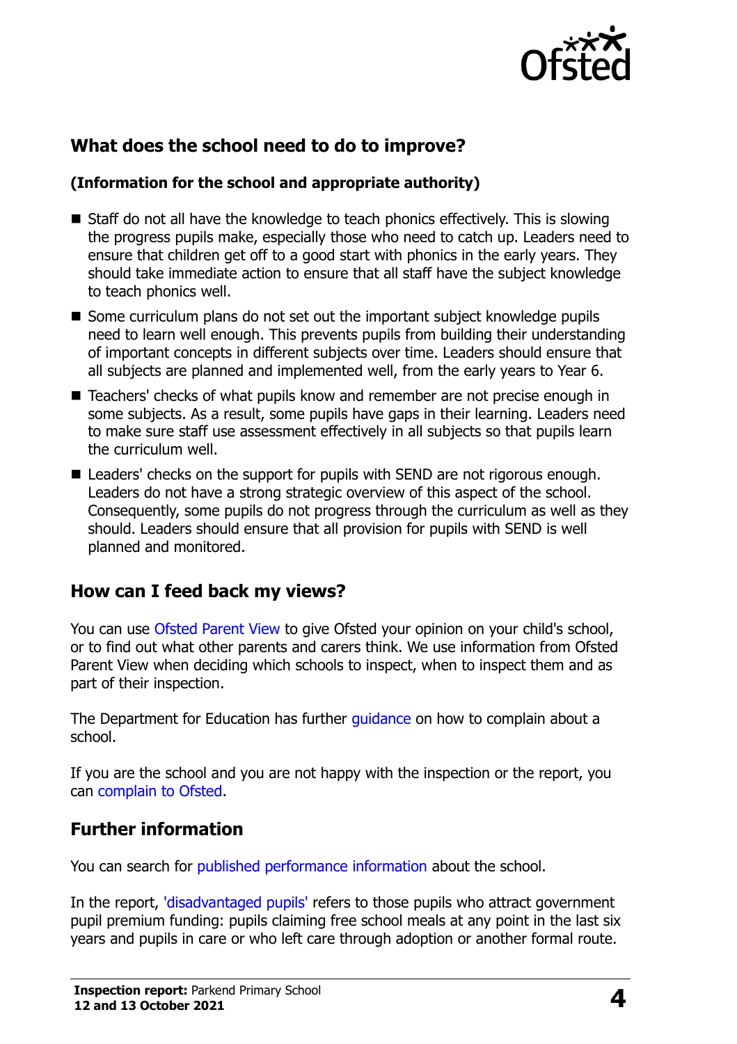## What does the school need to do to improve?

**(Information for the school and appropriate authority)**

- Staff do not all have the knowledge to teach phonics effectively. This is slowing the progress pupils make, especially those who need to catch up. Leaders need to ensure that children get off to a good start with phonics in the early years. They should take immediate action to ensure that all staff have the subject knowledge to teach phonics well.
- Some curriculum plans do not set out the important subject knowledge pupils need to learn well enough. This prevents pupils from building their understanding of important concepts in different subjects over time. Leaders should ensure that all subjects are planned and implemented well, from the early years to Year 6.
- Teachers' checks of what pupils know and remember are not precise enough in some subjects. As a result, some pupils have gaps in their learning. Leaders need to make sure staff use assessment effectively in all subjects so that pupils learn the curriculum well.
- Leaders' checks on the support for pupils with SEND are not rigorous enough. Leaders do not have a strong strategic overview of this aspect of the school. Consequently, some pupils do not progress through the curriculum as well as they should. Leaders should ensure that all provision for pupils with SEND is well planned and monitored.

## How can I feed back my views?

You can use Ofsted Parent View to give Ofsted your opinion on your child's school, or to find out what other parents and carers think. We use information from Ofsted Parent View when deciding which schools to inspect, when to inspect them and as part of their inspection.

The Department for Education has further guidance on how to complain about a school.

If you are the school and you are not happy with the inspection or the report, you can complain to Ofsted.

## Further information

You can search for published performance information about the school.

In the report, 'disadvantaged pupils' refers to those pupils who attract government pupil premium funding: pupils claiming free school meals at any point in the last six years and pupils in care or who left care through adoption or another formal route.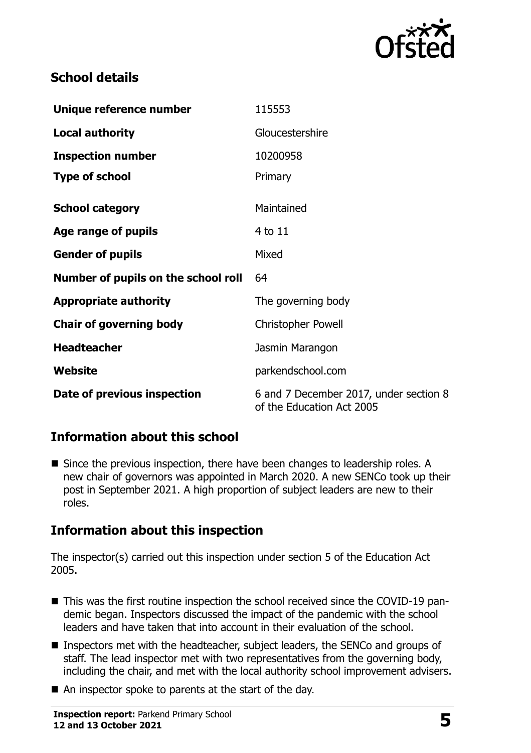## School details

| | |
|---|---|
| **Unique reference number** | 115553 |
| **Local authority** | Gloucestershire |
| **Inspection number** | 10200958 |
| **Type of school** | Primary |
| **School category** | Maintained |
| **Age range of pupils** | 4 to 11 |
| **Gender of pupils** | Mixed |
| **Number of pupils on the school roll** | 64 |
| **Appropriate authority** | The governing body |
| **Chair of governing body** | Christopher Powell |
| **Headteacher** | Jasmin Marangon |
| **Website** | parkendschool.com |
| **Date of previous inspection** | 6 and 7 December 2017, under section 8 of the Education Act 2005 |

## Information about this school

- Since the previous inspection, there have been changes to leadership roles. A new chair of governors was appointed in March 2020. A new SENCo took up their post in September 2021. A high proportion of subject leaders are new to their roles.

## Information about this inspection

The inspector(s) carried out this inspection under section 5 of the Education Act 2005.

- This was the first routine inspection the school received since the COVID-19 pandemic began. Inspectors discussed the impact of the pandemic with the school leaders and have taken that into account in their evaluation of the school.
- Inspectors met with the headteacher, subject leaders, the SENCo and groups of staff. The lead inspector met with two representatives from the governing body, including the chair, and met with the local authority school improvement advisers.
- An inspector spoke to parents at the start of the day.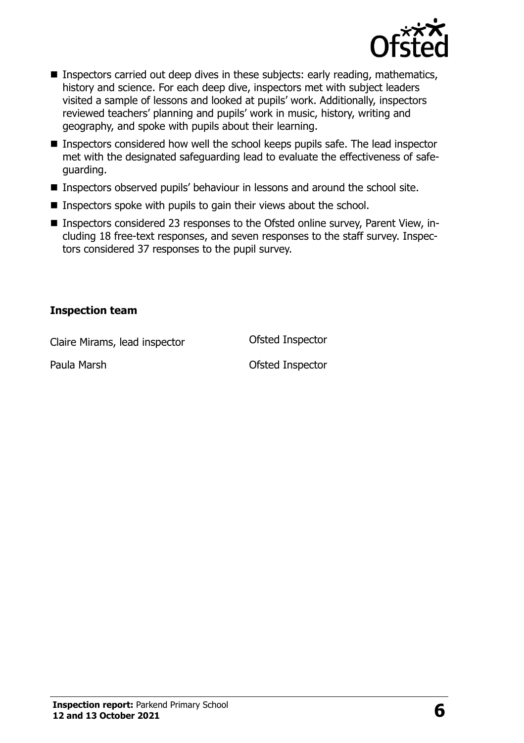- Inspectors carried out deep dives in these subjects: early reading, mathematics, history and science. For each deep dive, inspectors met with subject leaders visited a sample of lessons and looked at pupils' work. Additionally, inspectors reviewed teachers' planning and pupils' work in music, history, writing and geography, and spoke with pupils about their learning.
- Inspectors considered how well the school keeps pupils safe. The lead inspector met with the designated safeguarding lead to evaluate the effectiveness of safeguarding.
- Inspectors observed pupils' behaviour in lessons and around the school site.
- Inspectors spoke with pupils to gain their views about the school.
- Inspectors considered 23 responses to the Ofsted online survey, Parent View, including 18 free-text responses, and seven responses to the staff survey. Inspectors considered 37 responses to the pupil survey.

### Inspection team

| | |
|---|---|
| Claire Mirams, lead inspector | Ofsted Inspector |
| Paula Marsh | Ofsted Inspector |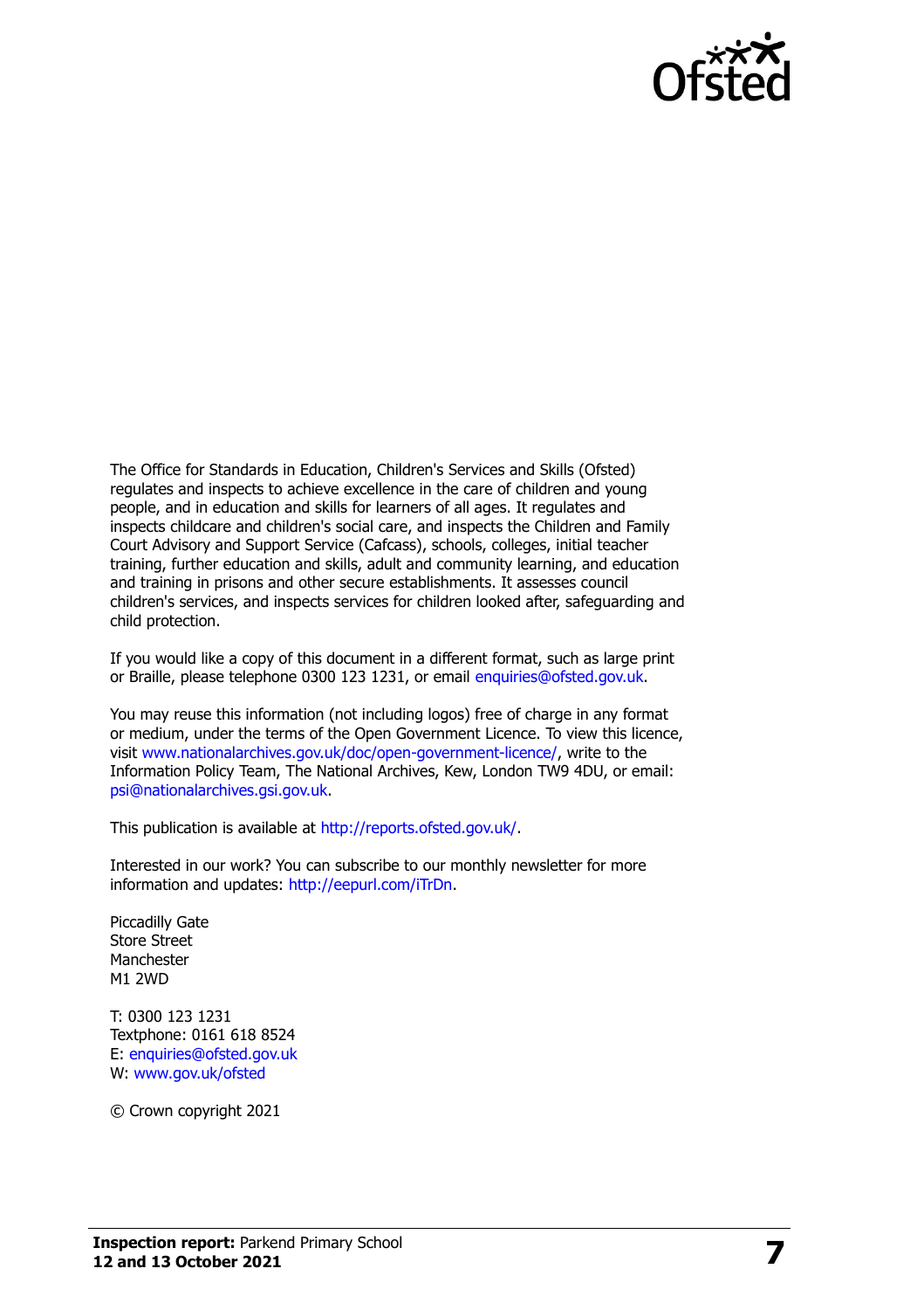The Office for Standards in Education, Children's Services and Skills (Ofsted) regulates and inspects to achieve excellence in the care of children and young people, and in education and skills for learners of all ages. It regulates and inspects childcare and children's social care, and inspects the Children and Family Court Advisory and Support Service (Cafcass), schools, colleges, initial teacher training, further education and skills, adult and community learning, and education and training in prisons and other secure establishments. It assesses council children's services, and inspects services for children looked after, safeguarding and child protection.

If you would like a copy of this document in a different format, such as large print or Braille, please telephone 0300 123 1231, or email enquiries@ofsted.gov.uk.

You may reuse this information (not including logos) free of charge in any format or medium, under the terms of the Open Government Licence. To view this licence, visit www.nationalarchives.gov.uk/doc/open-government-licence/, write to the Information Policy Team, The National Archives, Kew, London TW9 4DU, or email: psi@nationalarchives.gsi.gov.uk.

This publication is available at http://reports.ofsted.gov.uk/.

Interested in our work? You can subscribe to our monthly newsletter for more information and updates: http://eepurl.com/iTrDn.

Piccadilly Gate
Store Street
Manchester
M1 2WD

T: 0300 123 1231
Textphone: 0161 618 8524
E: enquiries@ofsted.gov.uk
W: www.gov.uk/ofsted

© Crown copyright 2021